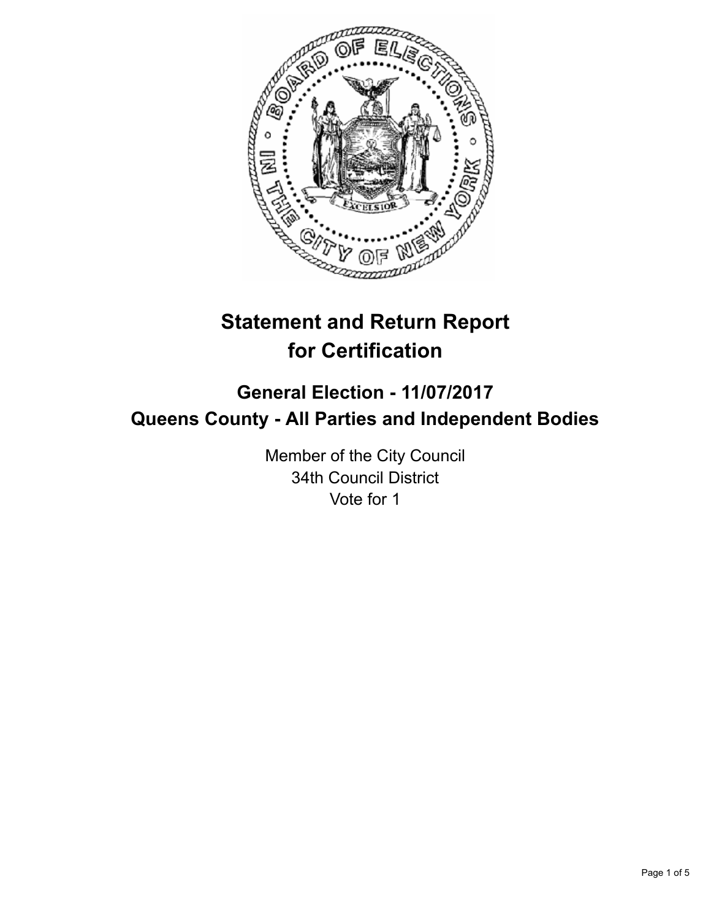# Statement and Return Report for Certification

## General Election - 11/07/2017
## Queens County - All Parties and Independent Bodies

Member of the City Council
34th Council District
Vote for 1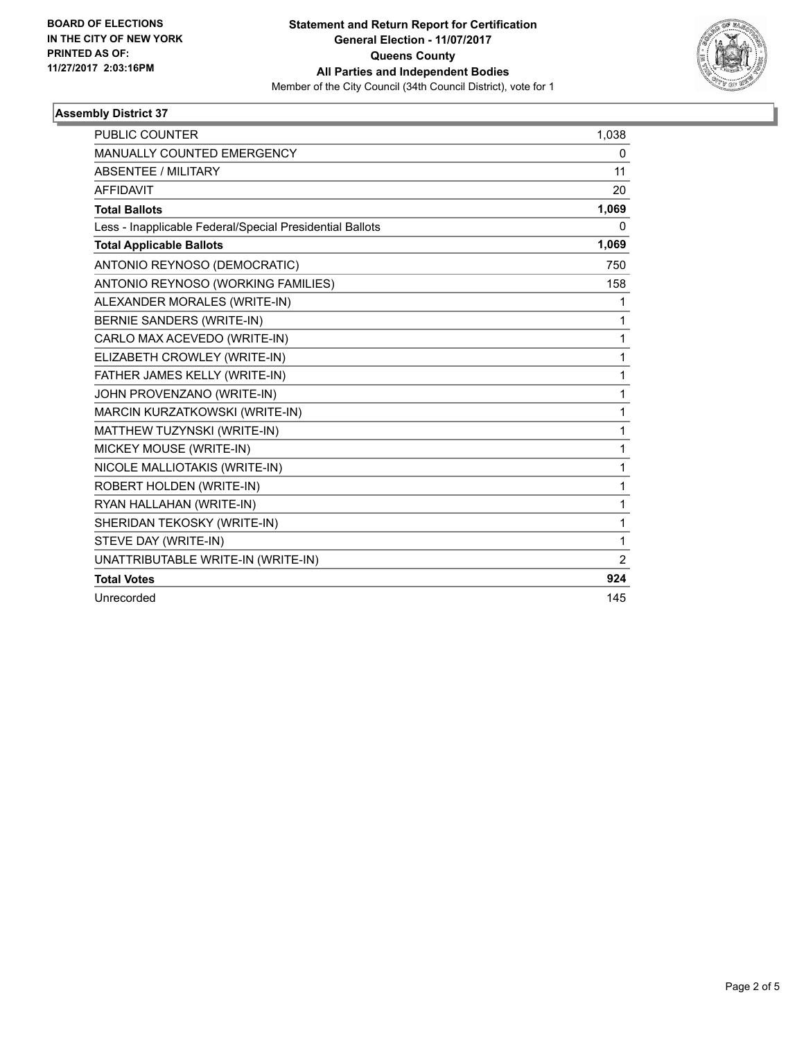**BOARD OF ELECTIONS IN THE CITY OF NEW YORK PRINTED AS OF: 11/27/2017 2:03:16PM**

**Statement and Return Report for Certification**
**General Election - 11/07/2017**
**Queens County**
**All Parties and Independent Bodies**
Member of the City Council (34th Council District), vote for 1

### Assembly District 37

| | |
|---|---|
| PUBLIC COUNTER | 1,038 |
| MANUALLY COUNTED EMERGENCY | 0 |
| ABSENTEE / MILITARY | 11 |
| AFFIDAVIT | 20 |
| **Total Ballots** | **1,069** |
| Less - Inapplicable Federal/Special Presidential Ballots | 0 |
| **Total Applicable Ballots** | **1,069** |
| ANTONIO REYNOSO (DEMOCRATIC) | 750 |
| ANTONIO REYNOSO (WORKING FAMILIES) | 158 |
| ALEXANDER MORALES (WRITE-IN) | 1 |
| BERNIE SANDERS (WRITE-IN) | 1 |
| CARLO MAX ACEVEDO (WRITE-IN) | 1 |
| ELIZABETH CROWLEY (WRITE-IN) | 1 |
| FATHER JAMES KELLY (WRITE-IN) | 1 |
| JOHN PROVENZANO (WRITE-IN) | 1 |
| MARCIN KURZATKOWSKI (WRITE-IN) | 1 |
| MATTHEW TUZYNSKI (WRITE-IN) | 1 |
| MICKEY MOUSE (WRITE-IN) | 1 |
| NICOLE MALLIOTAKIS (WRITE-IN) | 1 |
| ROBERT HOLDEN (WRITE-IN) | 1 |
| RYAN HALLAHAN (WRITE-IN) | 1 |
| SHERIDAN TEKOSKY (WRITE-IN) | 1 |
| STEVE DAY (WRITE-IN) | 1 |
| UNATTRIBUTABLE WRITE-IN (WRITE-IN) | 2 |
| **Total Votes** | **924** |
| Unrecorded | 145 |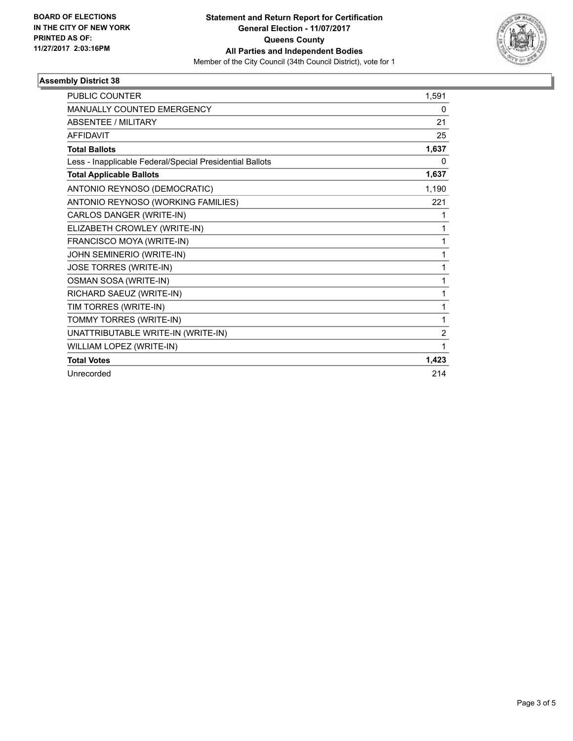**BOARD OF ELECTIONS IN THE CITY OF NEW YORK PRINTED AS OF: 11/27/2017 2:03:16PM**

**Statement and Return Report for Certification**
**General Election - 11/07/2017**
**Queens County**
**All Parties and Independent Bodies**
Member of the City Council (34th Council District), vote for 1

### Assembly District 38

| | |
|---|---|
| PUBLIC COUNTER | 1,591 |
| MANUALLY COUNTED EMERGENCY | 0 |
| ABSENTEE / MILITARY | 21 |
| AFFIDAVIT | 25 |
| **Total Ballots** | **1,637** |
| Less - Inapplicable Federal/Special Presidential Ballots | 0 |
| **Total Applicable Ballots** | **1,637** |
| ANTONIO REYNOSO (DEMOCRATIC) | 1,190 |
| ANTONIO REYNOSO (WORKING FAMILIES) | 221 |
| CARLOS DANGER (WRITE-IN) | 1 |
| ELIZABETH CROWLEY (WRITE-IN) | 1 |
| FRANCISCO MOYA (WRITE-IN) | 1 |
| JOHN SEMINERIO (WRITE-IN) | 1 |
| JOSE TORRES (WRITE-IN) | 1 |
| OSMAN SOSA (WRITE-IN) | 1 |
| RICHARD SAEUZ (WRITE-IN) | 1 |
| TIM TORRES (WRITE-IN) | 1 |
| TOMMY TORRES (WRITE-IN) | 1 |
| UNATTRIBUTABLE WRITE-IN (WRITE-IN) | 2 |
| WILLIAM LOPEZ (WRITE-IN) | 1 |
| **Total Votes** | **1,423** |
| Unrecorded | 214 |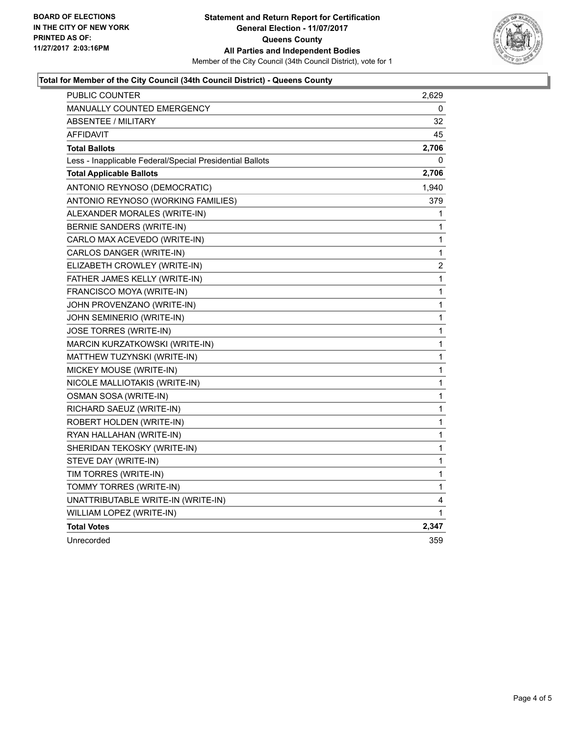**BOARD OF ELECTIONS IN THE CITY OF NEW YORK PRINTED AS OF: 11/27/2017 2:03:16PM**

**Statement and Return Report for Certification**
**General Election - 11/07/2017**
**Queens County**
**All Parties and Independent Bodies**
Member of the City Council (34th Council District), vote for 1

### Total for Member of the City Council (34th Council District) - Queens County

| | |
|---|---|
| PUBLIC COUNTER | 2,629 |
| MANUALLY COUNTED EMERGENCY | 0 |
| ABSENTEE / MILITARY | 32 |
| AFFIDAVIT | 45 |
| **Total Ballots** | **2,706** |
| Less - Inapplicable Federal/Special Presidential Ballots | 0 |
| **Total Applicable Ballots** | **2,706** |
| ANTONIO REYNOSO (DEMOCRATIC) | 1,940 |
| ANTONIO REYNOSO (WORKING FAMILIES) | 379 |
| ALEXANDER MORALES (WRITE-IN) | 1 |
| BERNIE SANDERS (WRITE-IN) | 1 |
| CARLO MAX ACEVEDO (WRITE-IN) | 1 |
| CARLOS DANGER (WRITE-IN) | 1 |
| ELIZABETH CROWLEY (WRITE-IN) | 2 |
| FATHER JAMES KELLY (WRITE-IN) | 1 |
| FRANCISCO MOYA (WRITE-IN) | 1 |
| JOHN PROVENZANO (WRITE-IN) | 1 |
| JOHN SEMINERIO (WRITE-IN) | 1 |
| JOSE TORRES (WRITE-IN) | 1 |
| MARCIN KURZATKOWSKI (WRITE-IN) | 1 |
| MATTHEW TUZYNSKI (WRITE-IN) | 1 |
| MICKEY MOUSE (WRITE-IN) | 1 |
| NICOLE MALLIOTAKIS (WRITE-IN) | 1 |
| OSMAN SOSA (WRITE-IN) | 1 |
| RICHARD SAEUZ (WRITE-IN) | 1 |
| ROBERT HOLDEN (WRITE-IN) | 1 |
| RYAN HALLAHAN (WRITE-IN) | 1 |
| SHERIDAN TEKOSKY (WRITE-IN) | 1 |
| STEVE DAY (WRITE-IN) | 1 |
| TIM TORRES (WRITE-IN) | 1 |
| TOMMY TORRES (WRITE-IN) | 1 |
| UNATTRIBUTABLE WRITE-IN (WRITE-IN) | 4 |
| WILLIAM LOPEZ (WRITE-IN) | 1 |
| **Total Votes** | **2,347** |
| Unrecorded | 359 |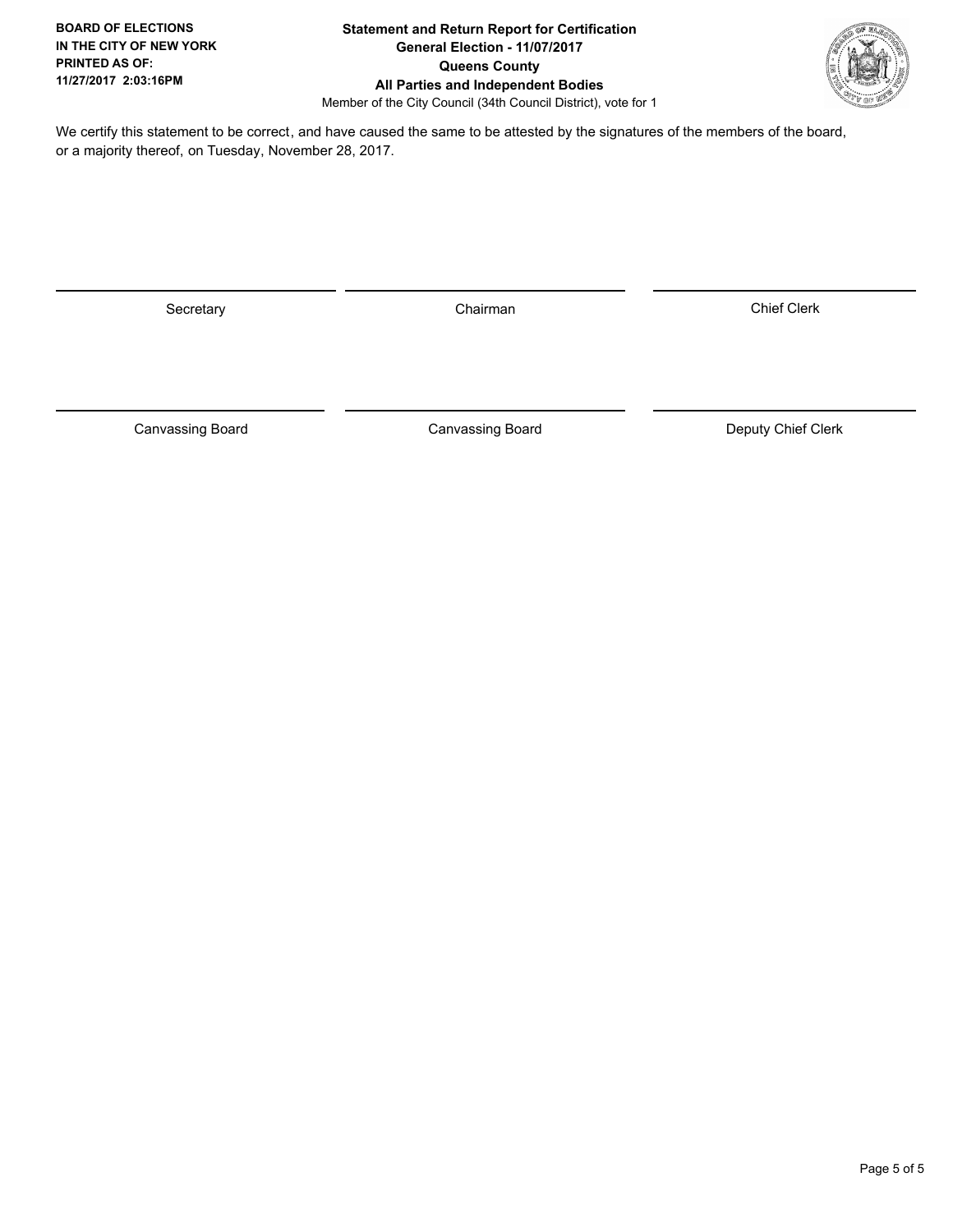**BOARD OF ELECTIONS IN THE CITY OF NEW YORK**
**PRINTED AS OF: 11/27/2017 2:03:16PM**

**Statement and Return Report for Certification**
**General Election - 11/07/2017**
**Queens County**
**All Parties and Independent Bodies**
Member of the City Council (34th Council District), vote for 1

We certify this statement to be correct, and have caused the same to be attested by the signatures of the members of the board, or a majority thereof, on Tuesday, November 28, 2017.

| | | |
|---|---|---|
| Secretary | Chairman | Chief Clerk |
| Canvassing Board | Canvassing Board | Deputy Chief Clerk |